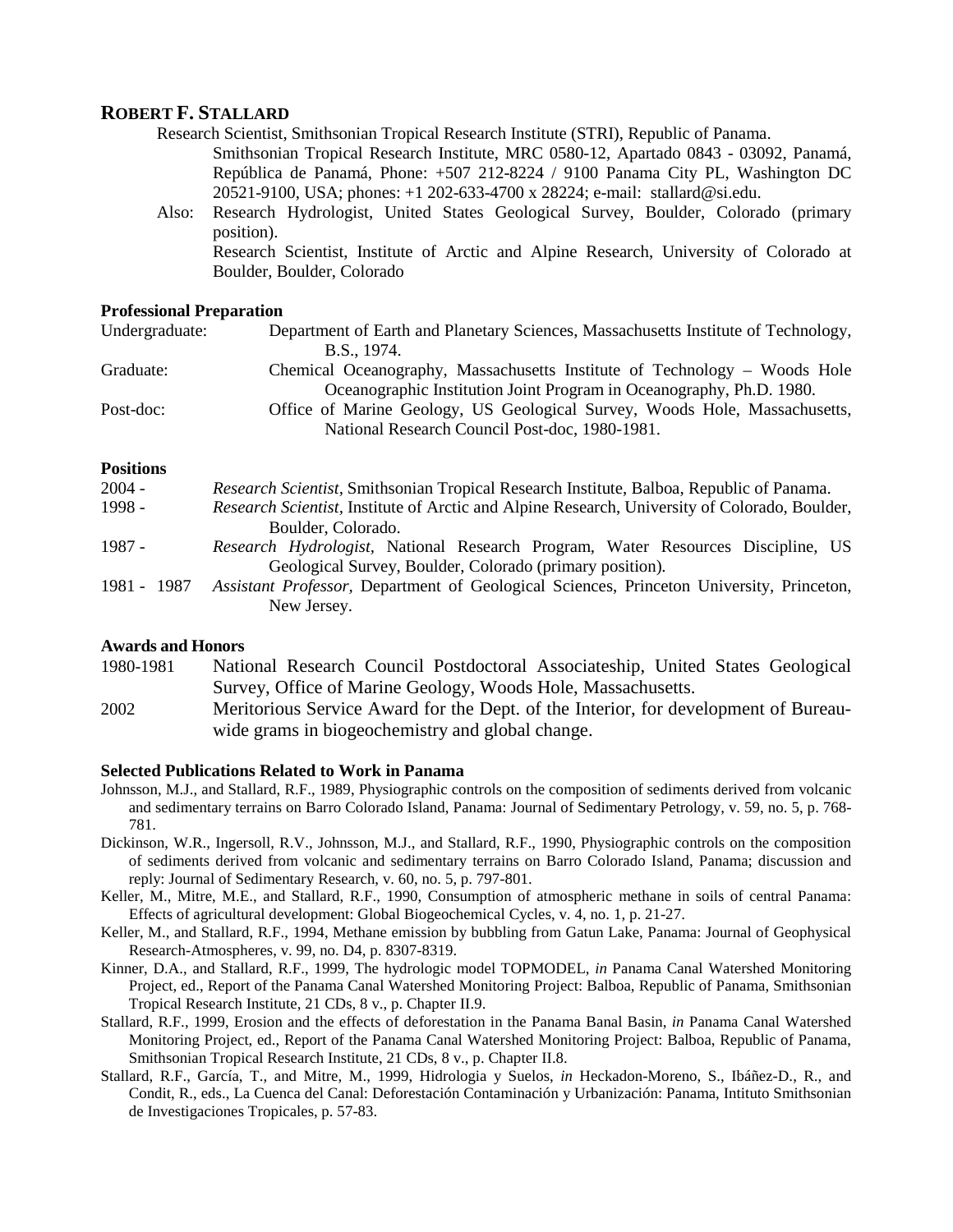# ROBERT F. STALLARD

Research Scientist, Smithsonian Tropical Research Institute (STRI), Republic of Panama.

Smithsonian Tropical Research Institute, MRC 0580-12, Apartado 0843 - 03092, Panamá, República de Panamá, Phone: +507 212-8224 / 9100 Panama City PL, Washington DC 20521-9100, USA; phones: +1 202-633-4700 x 28224; e-mail: stallard@si.edu.

Also: Research Hydrologist, United States Geological Survey, Boulder, Colorado (primary position).

Research Scientist, Institute of Arctic and Alpine Research, University of Colorado at Boulder, Boulder, Colorado

## Professional Preparation

| | |
|---|---|
| Undergraduate: | Department of Earth and Planetary Sciences, Massachusetts Institute of Technology, B.S., 1974. |
| Graduate: | Chemical Oceanography, Massachusetts Institute of Technology – Woods Hole Oceanographic Institution Joint Program in Oceanography, Ph.D. 1980. |
| Post-doc: | Office of Marine Geology, US Geological Survey, Woods Hole, Massachusetts, National Research Council Post-doc, 1980-1981. |

## Positions

| | |
|---|---|
| 2004 - | *Research Scientist,* Smithsonian Tropical Research Institute, Balboa, Republic of Panama. |
| 1998 - | *Research Scientist,* Institute of Arctic and Alpine Research, University of Colorado, Boulder, Boulder, Colorado. |
| 1987 - | *Research Hydrologist,* National Research Program, Water Resources Discipline, US Geological Survey, Boulder, Colorado (primary position). |
| 1981 - 1987 | *Assistant Professor,* Department of Geological Sciences, Princeton University, Princeton, New Jersey. |

## Awards and Honors

| | |
|---|---|
| 1980-1981 | National Research Council Postdoctoral Associateship, United States Geological Survey, Office of Marine Geology, Woods Hole, Massachusetts. |
| 2002 | Meritorious Service Award for the Dept. of the Interior, for development of Bureau-wide grams in biogeochemistry and global change. |

## Selected Publications Related to Work in Panama

Johnsson, M.J., and Stallard, R.F., 1989, Physiographic controls on the composition of sediments derived from volcanic and sedimentary terrains on Barro Colorado Island, Panama: Journal of Sedimentary Petrology, v. 59, no. 5, p. 768-781.

Dickinson, W.R., Ingersoll, R.V., Johnsson, M.J., and Stallard, R.F., 1990, Physiographic controls on the composition of sediments derived from volcanic and sedimentary terrains on Barro Colorado Island, Panama; discussion and reply: Journal of Sedimentary Research, v. 60, no. 5, p. 797-801.

Keller, M., Mitre, M.E., and Stallard, R.F., 1990, Consumption of atmospheric methane in soils of central Panama: Effects of agricultural development: Global Biogeochemical Cycles, v. 4, no. 1, p. 21-27.

Keller, M., and Stallard, R.F., 1994, Methane emission by bubbling from Gatun Lake, Panama: Journal of Geophysical Research-Atmospheres, v. 99, no. D4, p. 8307-8319.

Kinner, D.A., and Stallard, R.F., 1999, The hydrologic model TOPMODEL, *in* Panama Canal Watershed Monitoring Project, ed., Report of the Panama Canal Watershed Monitoring Project: Balboa, Republic of Panama, Smithsonian Tropical Research Institute, 21 CDs, 8 v., p. Chapter II.9.

Stallard, R.F., 1999, Erosion and the effects of deforestation in the Panama Banal Basin, *in* Panama Canal Watershed Monitoring Project, ed., Report of the Panama Canal Watershed Monitoring Project: Balboa, Republic of Panama, Smithsonian Tropical Research Institute, 21 CDs, 8 v., p. Chapter II.8.

Stallard, R.F., García, T., and Mitre, M., 1999, Hidrologia y Suelos, *in* Heckadon-Moreno, S., Ibáñez-D., R., and Condit, R., eds., La Cuenca del Canal: Deforestación Contaminación y Urbanización: Panama, Intituto Smithsonian de Investigaciones Tropicales, p. 57-83.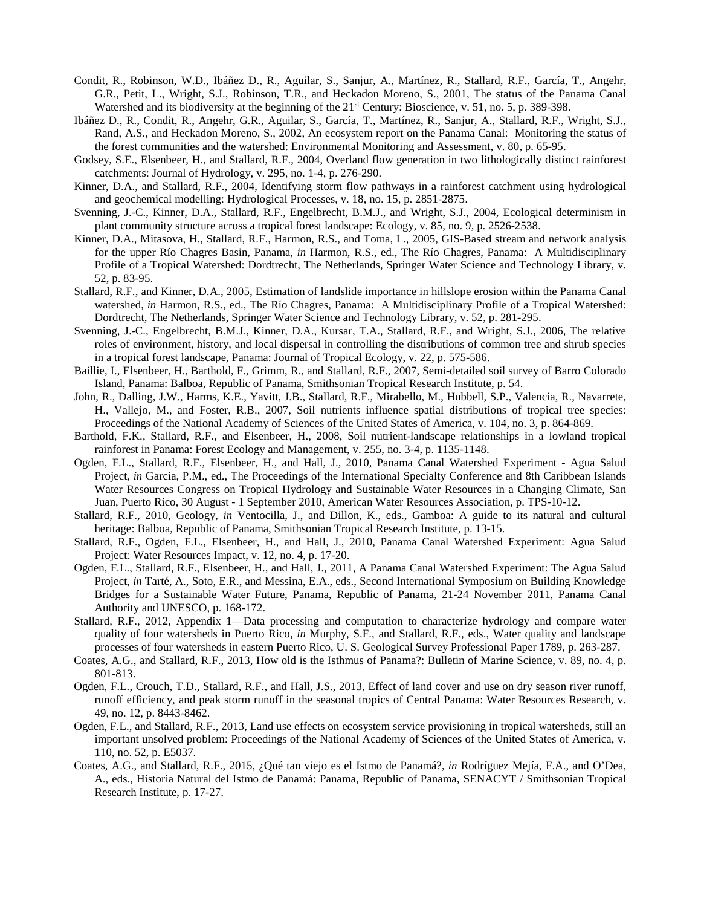Condit, R., Robinson, W.D., Ibáñez D., R., Aguilar, S., Sanjur, A., Martínez, R., Stallard, R.F., García, T., Angehr, G.R., Petit, L., Wright, S.J., Robinson, T.R., and Heckadon Moreno, S., 2001, The status of the Panama Canal Watershed and its biodiversity at the beginning of the 21st Century: Bioscience, v. 51, no. 5, p. 389-398.

Ibáñez D., R., Condit, R., Angehr, G.R., Aguilar, S., García, T., Martínez, R., Sanjur, A., Stallard, R.F., Wright, S.J., Rand, A.S., and Heckadon Moreno, S., 2002, An ecosystem report on the Panama Canal: Monitoring the status of the forest communities and the watershed: Environmental Monitoring and Assessment, v. 80, p. 65-95.

Godsey, S.E., Elsenbeer, H., and Stallard, R.F., 2004, Overland flow generation in two lithologically distinct rainforest catchments: Journal of Hydrology, v. 295, no. 1-4, p. 276-290.

Kinner, D.A., and Stallard, R.F., 2004, Identifying storm flow pathways in a rainforest catchment using hydrological and geochemical modelling: Hydrological Processes, v. 18, no. 15, p. 2851-2875.

Svenning, J.-C., Kinner, D.A., Stallard, R.F., Engelbrecht, B.M.J., and Wright, S.J., 2004, Ecological determinism in plant community structure across a tropical forest landscape: Ecology, v. 85, no. 9, p. 2526-2538.

Kinner, D.A., Mitasova, H., Stallard, R.F., Harmon, R.S., and Toma, L., 2005, GIS-Based stream and network analysis for the upper Río Chagres Basin, Panama, *in* Harmon, R.S., ed., The Río Chagres, Panama: A Multidisciplinary Profile of a Tropical Watershed: Dordtrecht, The Netherlands, Springer Water Science and Technology Library, v. 52, p. 83-95.

Stallard, R.F., and Kinner, D.A., 2005, Estimation of landslide importance in hillslope erosion within the Panama Canal watershed, *in* Harmon, R.S., ed., The Río Chagres, Panama: A Multidisciplinary Profile of a Tropical Watershed: Dordtrecht, The Netherlands, Springer Water Science and Technology Library, v. 52, p. 281-295.

Svenning, J.-C., Engelbrecht, B.M.J., Kinner, D.A., Kursar, T.A., Stallard, R.F., and Wright, S.J., 2006, The relative roles of environment, history, and local dispersal in controlling the distributions of common tree and shrub species in a tropical forest landscape, Panama: Journal of Tropical Ecology, v. 22, p. 575-586.

Baillie, I., Elsenbeer, H., Barthold, F., Grimm, R., and Stallard, R.F., 2007, Semi-detailed soil survey of Barro Colorado Island, Panama: Balboa, Republic of Panama, Smithsonian Tropical Research Institute, p. 54.

John, R., Dalling, J.W., Harms, K.E., Yavitt, J.B., Stallard, R.F., Mirabello, M., Hubbell, S.P., Valencia, R., Navarrete, H., Vallejo, M., and Foster, R.B., 2007, Soil nutrients influence spatial distributions of tropical tree species: Proceedings of the National Academy of Sciences of the United States of America, v. 104, no. 3, p. 864-869.

Barthold, F.K., Stallard, R.F., and Elsenbeer, H., 2008, Soil nutrient-landscape relationships in a lowland tropical rainforest in Panama: Forest Ecology and Management, v. 255, no. 3-4, p. 1135-1148.

Ogden, F.L., Stallard, R.F., Elsenbeer, H., and Hall, J., 2010, Panama Canal Watershed Experiment - Agua Salud Project, *in* Garcia, P.M., ed., The Proceedings of the International Specialty Conference and 8th Caribbean Islands Water Resources Congress on Tropical Hydrology and Sustainable Water Resources in a Changing Climate, San Juan, Puerto Rico, 30 August - 1 September 2010, American Water Resources Association, p. TPS-10-12.

Stallard, R.F., 2010, Geology, *in* Ventocilla, J., and Dillon, K., eds., Gamboa: A guide to its natural and cultural heritage: Balboa, Republic of Panama, Smithsonian Tropical Research Institute, p. 13-15.

Stallard, R.F., Ogden, F.L., Elsenbeer, H., and Hall, J., 2010, Panama Canal Watershed Experiment: Agua Salud Project: Water Resources Impact, v. 12, no. 4, p. 17-20.

Ogden, F.L., Stallard, R.F., Elsenbeer, H., and Hall, J., 2011, A Panama Canal Watershed Experiment: The Agua Salud Project, *in* Tarté, A., Soto, E.R., and Messina, E.A., eds., Second International Symposium on Building Knowledge Bridges for a Sustainable Water Future, Panama, Republic of Panama, 21-24 November 2011, Panama Canal Authority and UNESCO, p. 168-172.

Stallard, R.F., 2012, Appendix 1—Data processing and computation to characterize hydrology and compare water quality of four watersheds in Puerto Rico, *in* Murphy, S.F., and Stallard, R.F., eds., Water quality and landscape processes of four watersheds in eastern Puerto Rico, U. S. Geological Survey Professional Paper 1789, p. 263-287.

Coates, A.G., and Stallard, R.F., 2013, How old is the Isthmus of Panama?: Bulletin of Marine Science, v. 89, no. 4, p. 801-813.

Ogden, F.L., Crouch, T.D., Stallard, R.F., and Hall, J.S., 2013, Effect of land cover and use on dry season river runoff, runoff efficiency, and peak storm runoff in the seasonal tropics of Central Panama: Water Resources Research, v. 49, no. 12, p. 8443-8462.

Ogden, F.L., and Stallard, R.F., 2013, Land use effects on ecosystem service provisioning in tropical watersheds, still an important unsolved problem: Proceedings of the National Academy of Sciences of the United States of America, v. 110, no. 52, p. E5037.

Coates, A.G., and Stallard, R.F., 2015, ¿Qué tan viejo es el Istmo de Panamá?, *in* Rodríguez Mejía, F.A., and O'Dea, A., eds., Historia Natural del Istmo de Panamá: Panama, Republic of Panama, SENACYT / Smithsonian Tropical Research Institute, p. 17-27.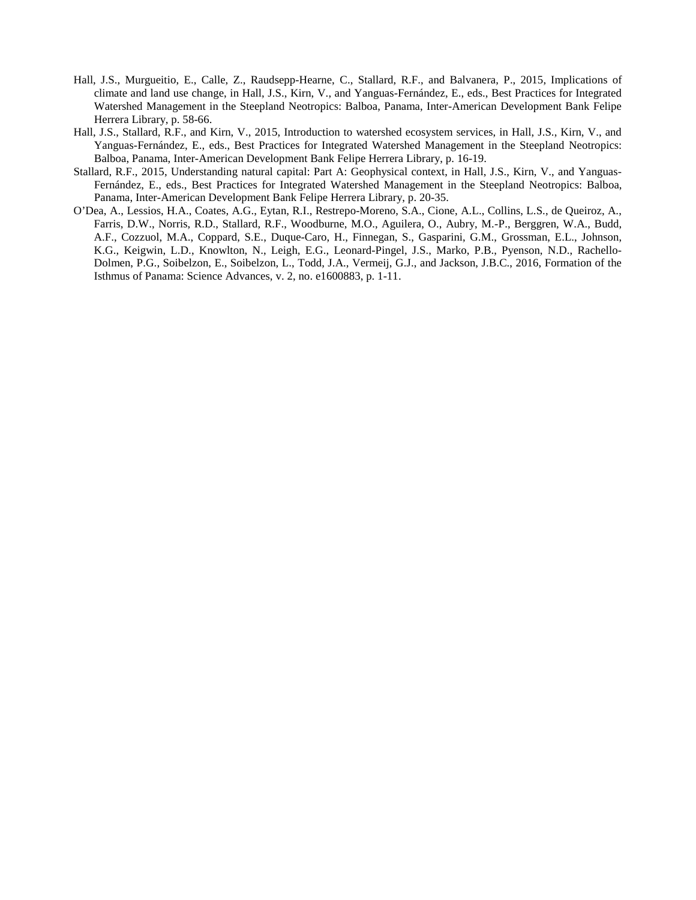Hall, J.S., Murgueitio, E., Calle, Z., Raudsepp-Hearne, C., Stallard, R.F., and Balvanera, P., 2015, Implications of climate and land use change, in Hall, J.S., Kirn, V., and Yanguas-Fernández, E., eds., Best Practices for Integrated Watershed Management in the Steepland Neotropics: Balboa, Panama, Inter-American Development Bank Felipe Herrera Library, p. 58-66.

Hall, J.S., Stallard, R.F., and Kirn, V., 2015, Introduction to watershed ecosystem services, in Hall, J.S., Kirn, V., and Yanguas-Fernández, E., eds., Best Practices for Integrated Watershed Management in the Steepland Neotropics: Balboa, Panama, Inter-American Development Bank Felipe Herrera Library, p. 16-19.

Stallard, R.F., 2015, Understanding natural capital: Part A: Geophysical context, in Hall, J.S., Kirn, V., and Yanguas-Fernández, E., eds., Best Practices for Integrated Watershed Management in the Steepland Neotropics: Balboa, Panama, Inter-American Development Bank Felipe Herrera Library, p. 20-35.

O'Dea, A., Lessios, H.A., Coates, A.G., Eytan, R.I., Restrepo-Moreno, S.A., Cione, A.L., Collins, L.S., de Queiroz, A., Farris, D.W., Norris, R.D., Stallard, R.F., Woodburne, M.O., Aguilera, O., Aubry, M.-P., Berggren, W.A., Budd, A.F., Cozzuol, M.A., Coppard, S.E., Duque-Caro, H., Finnegan, S., Gasparini, G.M., Grossman, E.L., Johnson, K.G., Keigwin, L.D., Knowlton, N., Leigh, E.G., Leonard-Pingel, J.S., Marko, P.B., Pyenson, N.D., Rachello-Dolmen, P.G., Soibelzon, E., Soibelzon, L., Todd, J.A., Vermeij, G.J., and Jackson, J.B.C., 2016, Formation of the Isthmus of Panama: Science Advances, v. 2, no. e1600883, p. 1-11.